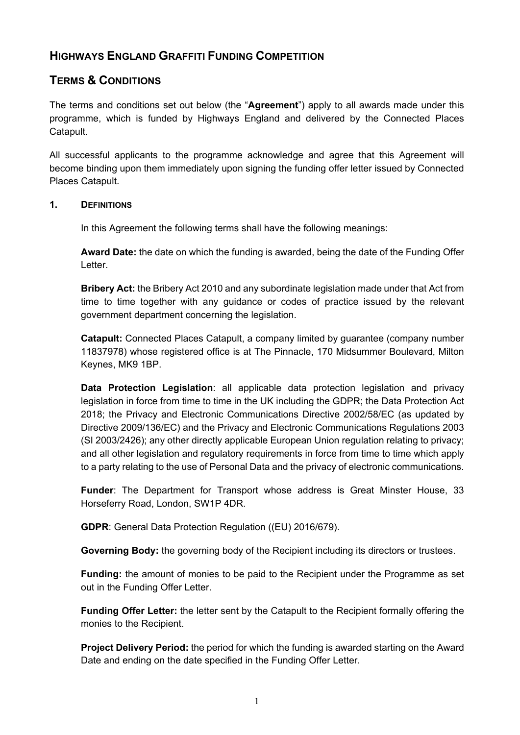# Highways England Graffiti Funding Competition

## Terms & Conditions

The terms and conditions set out below (the "**Agreement**") apply to all awards made under this programme, which is funded by Highways England and delivered by the Connected Places Catapult.

All successful applicants to the programme acknowledge and agree that this Agreement will become binding upon them immediately upon signing the funding offer letter issued by Connected Places Catapult.

### 1. Definitions

In this Agreement the following terms shall have the following meanings:

**Award Date:** the date on which the funding is awarded, being the date of the Funding Offer Letter.

**Bribery Act:** the Bribery Act 2010 and any subordinate legislation made under that Act from time to time together with any guidance or codes of practice issued by the relevant government department concerning the legislation.

**Catapult:** Connected Places Catapult, a company limited by guarantee (company number 11837978) whose registered office is at The Pinnacle, 170 Midsummer Boulevard, Milton Keynes, MK9 1BP.

**Data Protection Legislation**: all applicable data protection legislation and privacy legislation in force from time to time in the UK including the GDPR; the Data Protection Act 2018; the Privacy and Electronic Communications Directive 2002/58/EC (as updated by Directive 2009/136/EC) and the Privacy and Electronic Communications Regulations 2003 (SI 2003/2426); any other directly applicable European Union regulation relating to privacy; and all other legislation and regulatory requirements in force from time to time which apply to a party relating to the use of Personal Data and the privacy of electronic communications.

**Funder**: The Department for Transport whose address is Great Minster House, 33 Horseferry Road, London, SW1P 4DR.

**GDPR**: General Data Protection Regulation ((EU) 2016/679).

**Governing Body:** the governing body of the Recipient including its directors or trustees.

**Funding:** the amount of monies to be paid to the Recipient under the Programme as set out in the Funding Offer Letter.

**Funding Offer Letter:** the letter sent by the Catapult to the Recipient formally offering the monies to the Recipient.

**Project Delivery Period:** the period for which the funding is awarded starting on the Award Date and ending on the date specified in the Funding Offer Letter.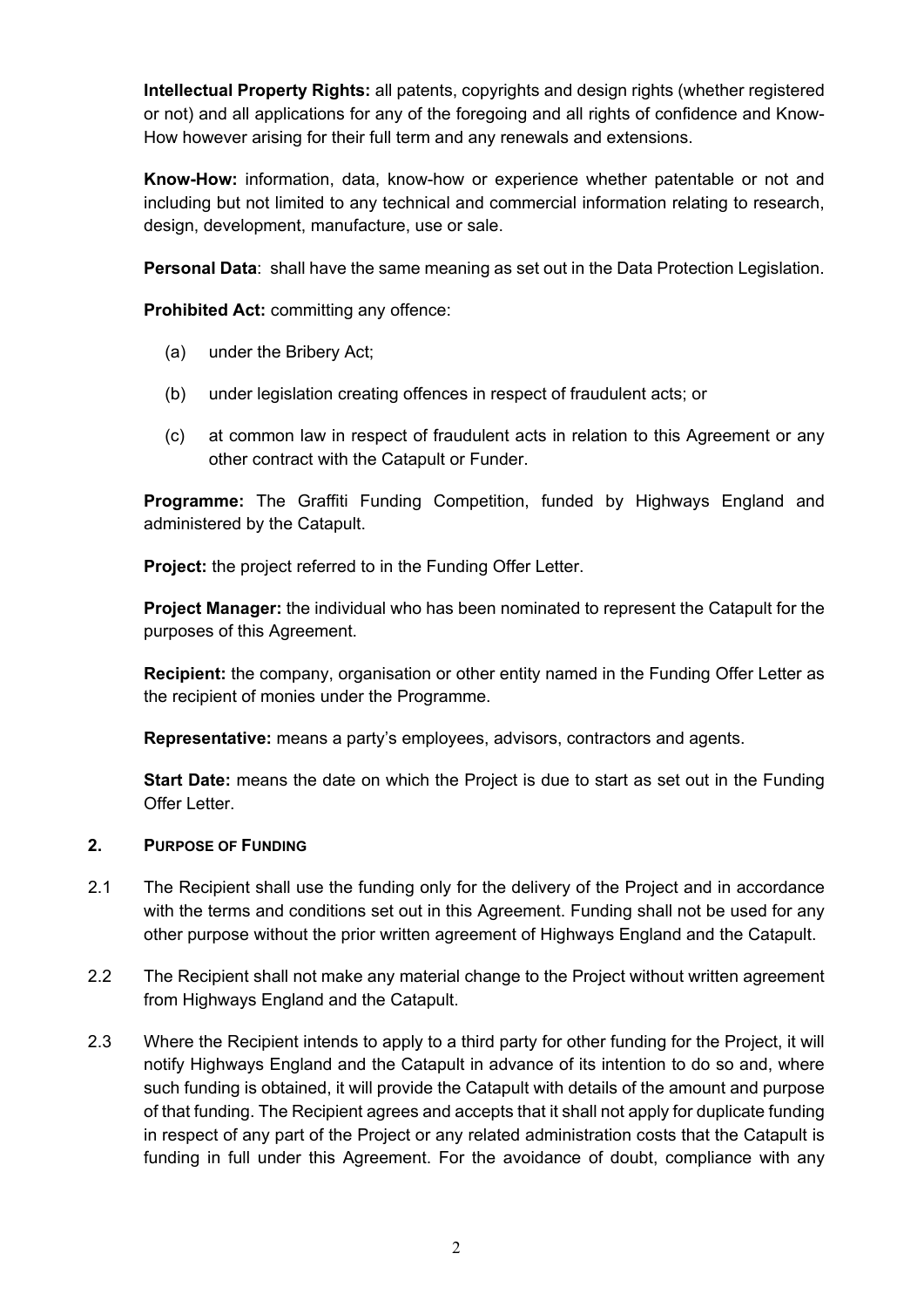**Intellectual Property Rights:** all patents, copyrights and design rights (whether registered or not) and all applications for any of the foregoing and all rights of confidence and Know-How however arising for their full term and any renewals and extensions.

**Know-How:** information, data, know-how or experience whether patentable or not and including but not limited to any technical and commercial information relating to research, design, development, manufacture, use or sale.

**Personal Data**: shall have the same meaning as set out in the Data Protection Legislation.

**Prohibited Act:** committing any offence:

(a) under the Bribery Act;

(b) under legislation creating offences in respect of fraudulent acts; or

(c) at common law in respect of fraudulent acts in relation to this Agreement or any other contract with the Catapult or Funder.

**Programme:** The Graffiti Funding Competition, funded by Highways England and administered by the Catapult.

**Project:** the project referred to in the Funding Offer Letter.

**Project Manager:** the individual who has been nominated to represent the Catapult for the purposes of this Agreement.

**Recipient:** the company, organisation or other entity named in the Funding Offer Letter as the recipient of monies under the Programme.

**Representative:** means a party's employees, advisors, contractors and agents.

**Start Date:** means the date on which the Project is due to start as set out in the Funding Offer Letter.

## 2. PURPOSE OF FUNDING

2.1 The Recipient shall use the funding only for the delivery of the Project and in accordance with the terms and conditions set out in this Agreement. Funding shall not be used for any other purpose without the prior written agreement of Highways England and the Catapult.

2.2 The Recipient shall not make any material change to the Project without written agreement from Highways England and the Catapult.

2.3 Where the Recipient intends to apply to a third party for other funding for the Project, it will notify Highways England and the Catapult in advance of its intention to do so and, where such funding is obtained, it will provide the Catapult with details of the amount and purpose of that funding. The Recipient agrees and accepts that it shall not apply for duplicate funding in respect of any part of the Project or any related administration costs that the Catapult is funding in full under this Agreement. For the avoidance of doubt, compliance with any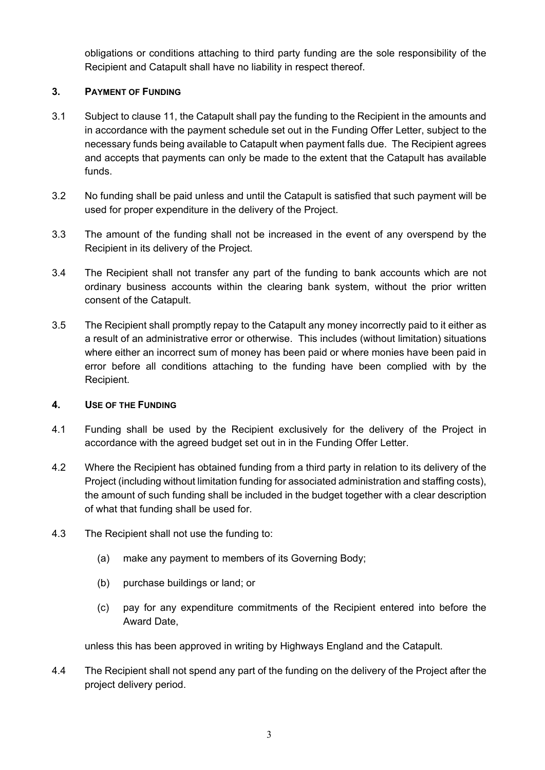obligations or conditions attaching to third party funding are the sole responsibility of the Recipient and Catapult shall have no liability in respect thereof.

## 3. Payment of Funding

3.1 Subject to clause 11, the Catapult shall pay the funding to the Recipient in the amounts and in accordance with the payment schedule set out in the Funding Offer Letter, subject to the necessary funds being available to Catapult when payment falls due. The Recipient agrees and accepts that payments can only be made to the extent that the Catapult has available funds.

3.2 No funding shall be paid unless and until the Catapult is satisfied that such payment will be used for proper expenditure in the delivery of the Project.

3.3 The amount of the funding shall not be increased in the event of any overspend by the Recipient in its delivery of the Project.

3.4 The Recipient shall not transfer any part of the funding to bank accounts which are not ordinary business accounts within the clearing bank system, without the prior written consent of the Catapult.

3.5 The Recipient shall promptly repay to the Catapult any money incorrectly paid to it either as a result of an administrative error or otherwise. This includes (without limitation) situations where either an incorrect sum of money has been paid or where monies have been paid in error before all conditions attaching to the funding have been complied with by the Recipient.

## 4. Use of the Funding

4.1 Funding shall be used by the Recipient exclusively for the delivery of the Project in accordance with the agreed budget set out in in the Funding Offer Letter.

4.2 Where the Recipient has obtained funding from a third party in relation to its delivery of the Project (including without limitation funding for associated administration and staffing costs), the amount of such funding shall be included in the budget together with a clear description of what that funding shall be used for.

4.3 The Recipient shall not use the funding to:

(a) make any payment to members of its Governing Body;

(b) purchase buildings or land; or

(c) pay for any expenditure commitments of the Recipient entered into before the Award Date,

unless this has been approved in writing by Highways England and the Catapult.

4.4 The Recipient shall not spend any part of the funding on the delivery of the Project after the project delivery period.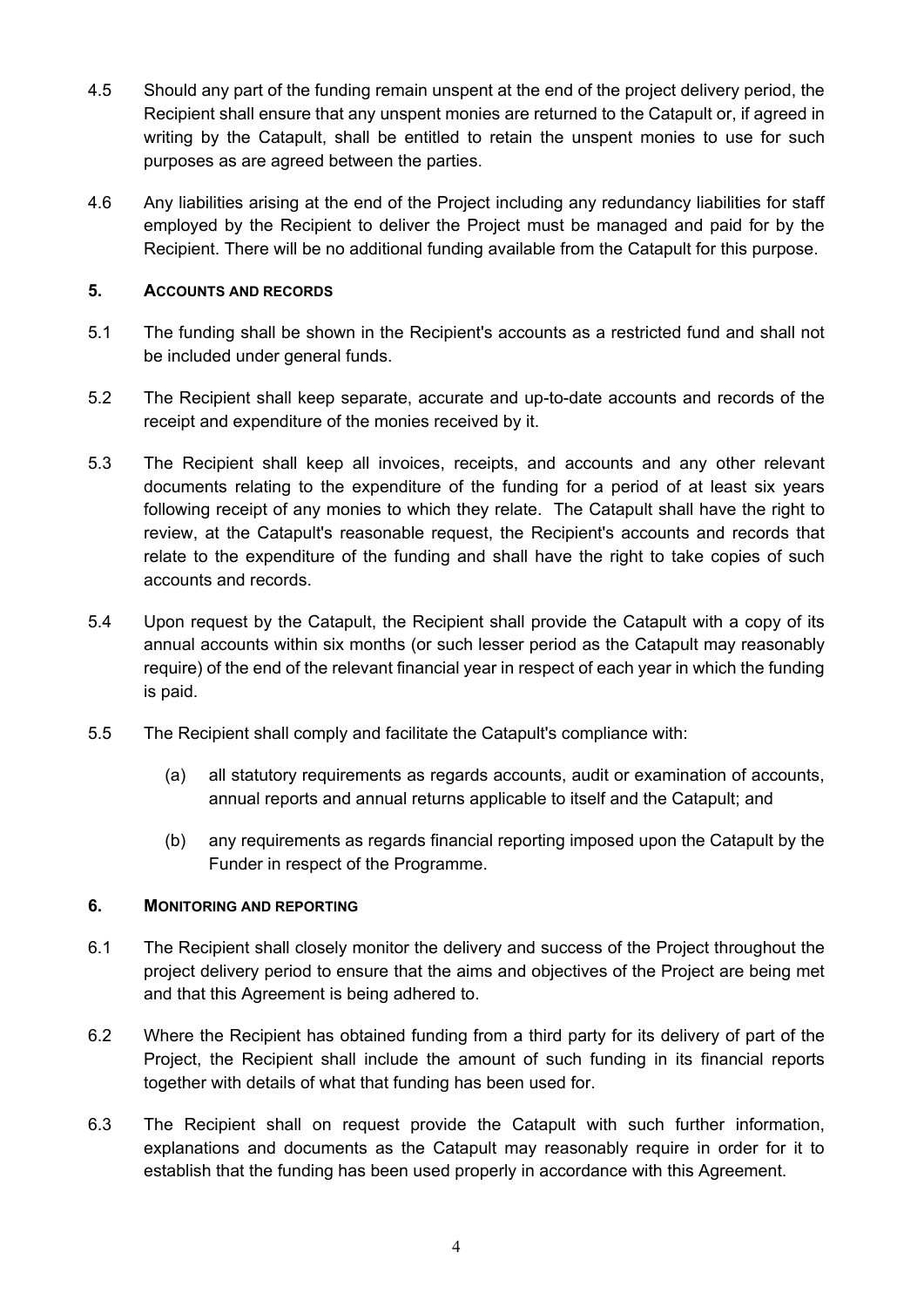4.5 Should any part of the funding remain unspent at the end of the project delivery period, the Recipient shall ensure that any unspent monies are returned to the Catapult or, if agreed in writing by the Catapult, shall be entitled to retain the unspent monies to use for such purposes as are agreed between the parties.

4.6 Any liabilities arising at the end of the Project including any redundancy liabilities for staff employed by the Recipient to deliver the Project must be managed and paid for by the Recipient. There will be no additional funding available from the Catapult for this purpose.

## 5. ACCOUNTS AND RECORDS

5.1 The funding shall be shown in the Recipient's accounts as a restricted fund and shall not be included under general funds.

5.2 The Recipient shall keep separate, accurate and up-to-date accounts and records of the receipt and expenditure of the monies received by it.

5.3 The Recipient shall keep all invoices, receipts, and accounts and any other relevant documents relating to the expenditure of the funding for a period of at least six years following receipt of any monies to which they relate. The Catapult shall have the right to review, at the Catapult's reasonable request, the Recipient's accounts and records that relate to the expenditure of the funding and shall have the right to take copies of such accounts and records.

5.4 Upon request by the Catapult, the Recipient shall provide the Catapult with a copy of its annual accounts within six months (or such lesser period as the Catapult may reasonably require) of the end of the relevant financial year in respect of each year in which the funding is paid.

5.5 The Recipient shall comply and facilitate the Catapult's compliance with:

(a) all statutory requirements as regards accounts, audit or examination of accounts, annual reports and annual returns applicable to itself and the Catapult; and

(b) any requirements as regards financial reporting imposed upon the Catapult by the Funder in respect of the Programme.

## 6. MONITORING AND REPORTING

6.1 The Recipient shall closely monitor the delivery and success of the Project throughout the project delivery period to ensure that the aims and objectives of the Project are being met and that this Agreement is being adhered to.

6.2 Where the Recipient has obtained funding from a third party for its delivery of part of the Project, the Recipient shall include the amount of such funding in its financial reports together with details of what that funding has been used for.

6.3 The Recipient shall on request provide the Catapult with such further information, explanations and documents as the Catapult may reasonably require in order for it to establish that the funding has been used properly in accordance with this Agreement.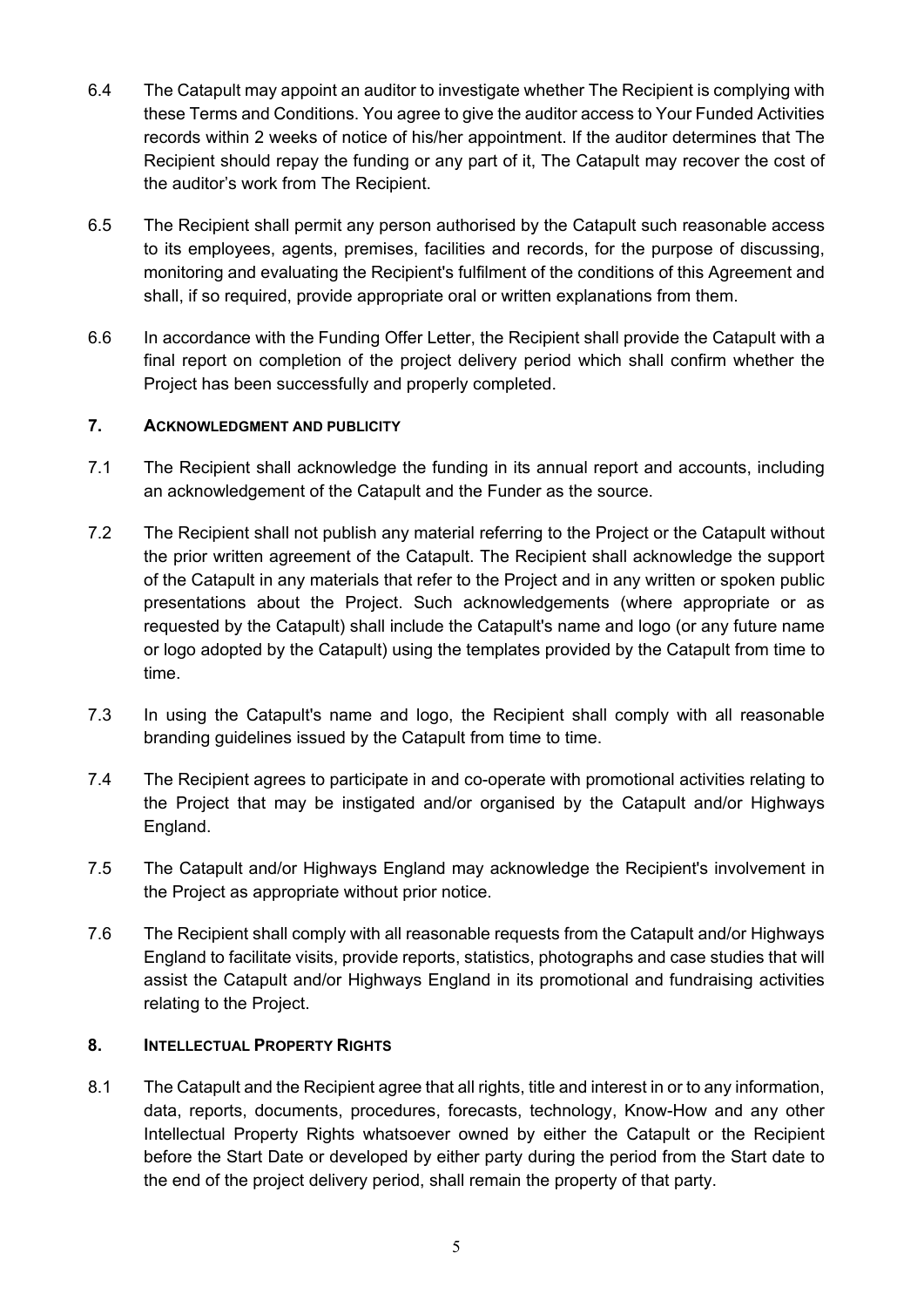6.4 The Catapult may appoint an auditor to investigate whether The Recipient is complying with these Terms and Conditions. You agree to give the auditor access to Your Funded Activities records within 2 weeks of notice of his/her appointment. If the auditor determines that The Recipient should repay the funding or any part of it, The Catapult may recover the cost of the auditor's work from The Recipient.

6.5 The Recipient shall permit any person authorised by the Catapult such reasonable access to its employees, agents, premises, facilities and records, for the purpose of discussing, monitoring and evaluating the Recipient's fulfilment of the conditions of this Agreement and shall, if so required, provide appropriate oral or written explanations from them.

6.6 In accordance with the Funding Offer Letter, the Recipient shall provide the Catapult with a final report on completion of the project delivery period which shall confirm whether the Project has been successfully and properly completed.

## 7. ACKNOWLEDGMENT AND PUBLICITY

7.1 The Recipient shall acknowledge the funding in its annual report and accounts, including an acknowledgement of the Catapult and the Funder as the source.

7.2 The Recipient shall not publish any material referring to the Project or the Catapult without the prior written agreement of the Catapult. The Recipient shall acknowledge the support of the Catapult in any materials that refer to the Project and in any written or spoken public presentations about the Project. Such acknowledgements (where appropriate or as requested by the Catapult) shall include the Catapult's name and logo (or any future name or logo adopted by the Catapult) using the templates provided by the Catapult from time to time.

7.3 In using the Catapult's name and logo, the Recipient shall comply with all reasonable branding guidelines issued by the Catapult from time to time.

7.4 The Recipient agrees to participate in and co-operate with promotional activities relating to the Project that may be instigated and/or organised by the Catapult and/or Highways England.

7.5 The Catapult and/or Highways England may acknowledge the Recipient's involvement in the Project as appropriate without prior notice.

7.6 The Recipient shall comply with all reasonable requests from the Catapult and/or Highways England to facilitate visits, provide reports, statistics, photographs and case studies that will assist the Catapult and/or Highways England in its promotional and fundraising activities relating to the Project.

## 8. INTELLECTUAL PROPERTY RIGHTS

8.1 The Catapult and the Recipient agree that all rights, title and interest in or to any information, data, reports, documents, procedures, forecasts, technology, Know-How and any other Intellectual Property Rights whatsoever owned by either the Catapult or the Recipient before the Start Date or developed by either party during the period from the Start date to the end of the project delivery period, shall remain the property of that party.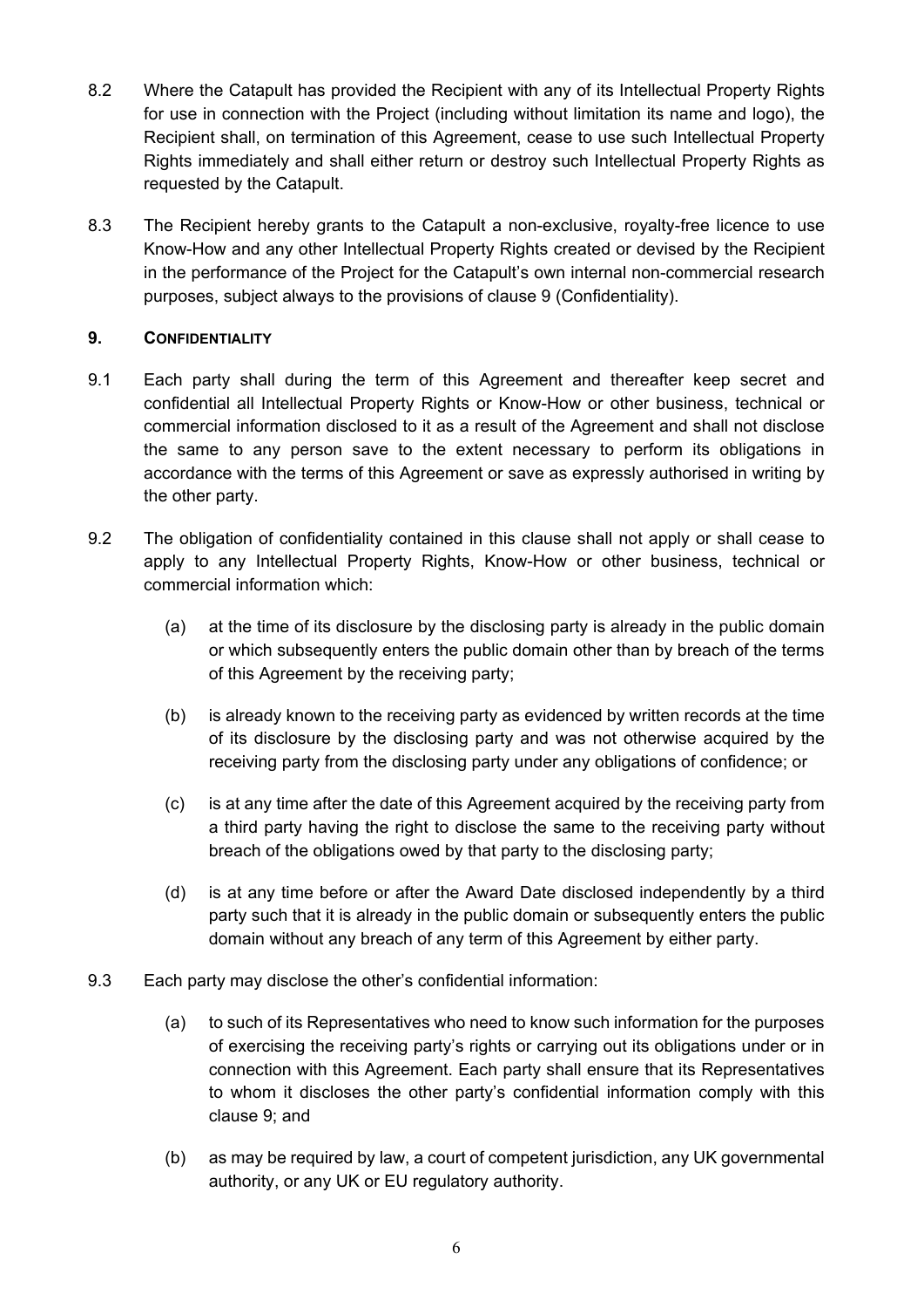8.2 Where the Catapult has provided the Recipient with any of its Intellectual Property Rights for use in connection with the Project (including without limitation its name and logo), the Recipient shall, on termination of this Agreement, cease to use such Intellectual Property Rights immediately and shall either return or destroy such Intellectual Property Rights as requested by the Catapult.

8.3 The Recipient hereby grants to the Catapult a non-exclusive, royalty-free licence to use Know-How and any other Intellectual Property Rights created or devised by the Recipient in the performance of the Project for the Catapult's own internal non-commercial research purposes, subject always to the provisions of clause 9 (Confidentiality).

## 9. CONFIDENTIALITY

9.1 Each party shall during the term of this Agreement and thereafter keep secret and confidential all Intellectual Property Rights or Know-How or other business, technical or commercial information disclosed to it as a result of the Agreement and shall not disclose the same to any person save to the extent necessary to perform its obligations in accordance with the terms of this Agreement or save as expressly authorised in writing by the other party.

9.2 The obligation of confidentiality contained in this clause shall not apply or shall cease to apply to any Intellectual Property Rights, Know-How or other business, technical or commercial information which:

(a) at the time of its disclosure by the disclosing party is already in the public domain or which subsequently enters the public domain other than by breach of the terms of this Agreement by the receiving party;

(b) is already known to the receiving party as evidenced by written records at the time of its disclosure by the disclosing party and was not otherwise acquired by the receiving party from the disclosing party under any obligations of confidence; or

(c) is at any time after the date of this Agreement acquired by the receiving party from a third party having the right to disclose the same to the receiving party without breach of the obligations owed by that party to the disclosing party;

(d) is at any time before or after the Award Date disclosed independently by a third party such that it is already in the public domain or subsequently enters the public domain without any breach of any term of this Agreement by either party.

9.3 Each party may disclose the other's confidential information:

(a) to such of its Representatives who need to know such information for the purposes of exercising the receiving party's rights or carrying out its obligations under or in connection with this Agreement. Each party shall ensure that its Representatives to whom it discloses the other party's confidential information comply with this clause 9; and

(b) as may be required by law, a court of competent jurisdiction, any UK governmental authority, or any UK or EU regulatory authority.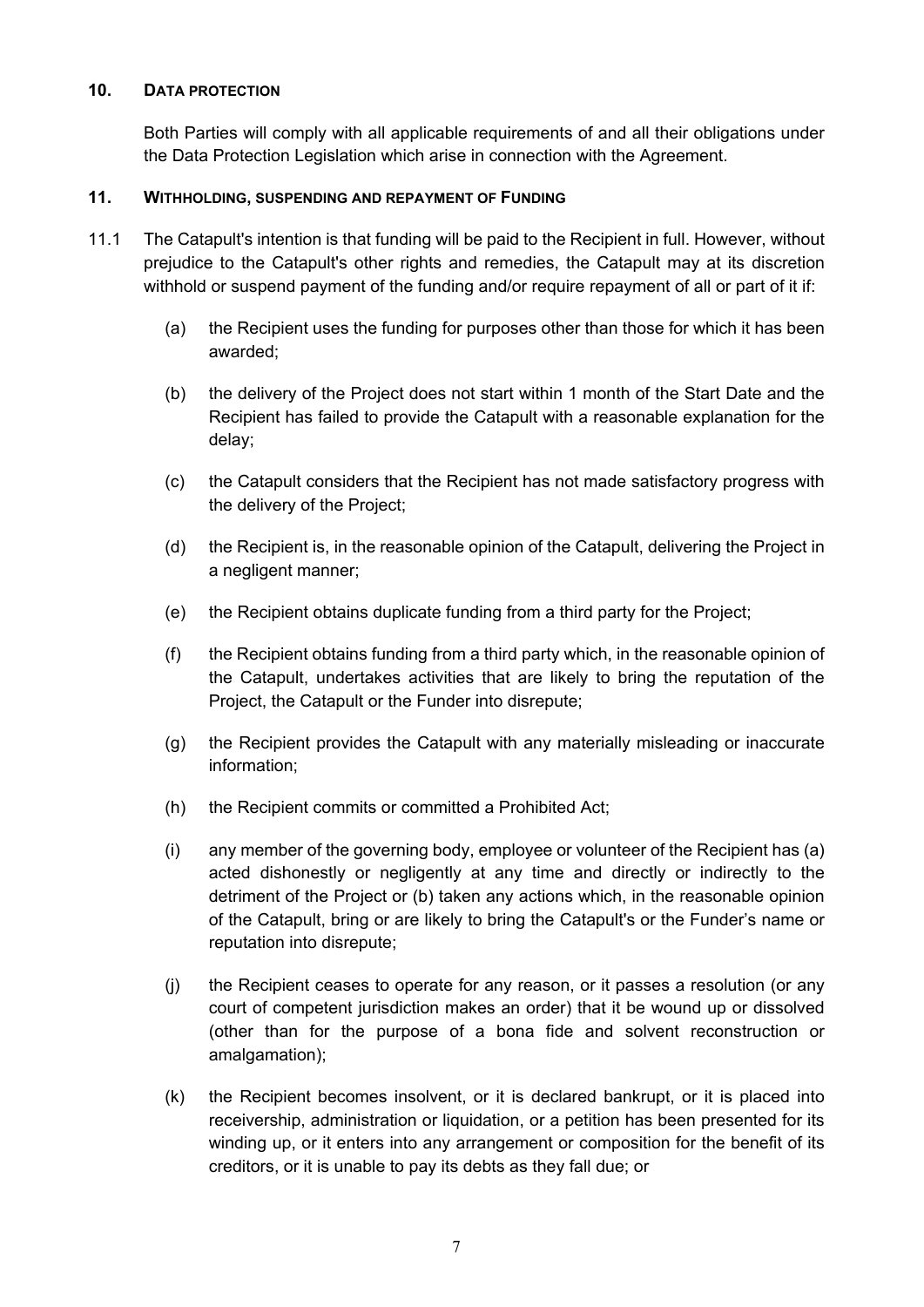## 10. DATA PROTECTION

Both Parties will comply with all applicable requirements of and all their obligations under the Data Protection Legislation which arise in connection with the Agreement.

## 11. WITHHOLDING, SUSPENDING AND REPAYMENT OF FUNDING

11.1 The Catapult's intention is that funding will be paid to the Recipient in full. However, without prejudice to the Catapult's other rights and remedies, the Catapult may at its discretion withhold or suspend payment of the funding and/or require repayment of all or part of it if:

(a) the Recipient uses the funding for purposes other than those for which it has been awarded;

(b) the delivery of the Project does not start within 1 month of the Start Date and the Recipient has failed to provide the Catapult with a reasonable explanation for the delay;

(c) the Catapult considers that the Recipient has not made satisfactory progress with the delivery of the Project;

(d) the Recipient is, in the reasonable opinion of the Catapult, delivering the Project in a negligent manner;

(e) the Recipient obtains duplicate funding from a third party for the Project;

(f) the Recipient obtains funding from a third party which, in the reasonable opinion of the Catapult, undertakes activities that are likely to bring the reputation of the Project, the Catapult or the Funder into disrepute;

(g) the Recipient provides the Catapult with any materially misleading or inaccurate information;

(h) the Recipient commits or committed a Prohibited Act;

(i) any member of the governing body, employee or volunteer of the Recipient has (a) acted dishonestly or negligently at any time and directly or indirectly to the detriment of the Project or (b) taken any actions which, in the reasonable opinion of the Catapult, bring or are likely to bring the Catapult's or the Funder's name or reputation into disrepute;

(j) the Recipient ceases to operate for any reason, or it passes a resolution (or any court of competent jurisdiction makes an order) that it be wound up or dissolved (other than for the purpose of a bona fide and solvent reconstruction or amalgamation);

(k) the Recipient becomes insolvent, or it is declared bankrupt, or it is placed into receivership, administration or liquidation, or a petition has been presented for its winding up, or it enters into any arrangement or composition for the benefit of its creditors, or it is unable to pay its debts as they fall due; or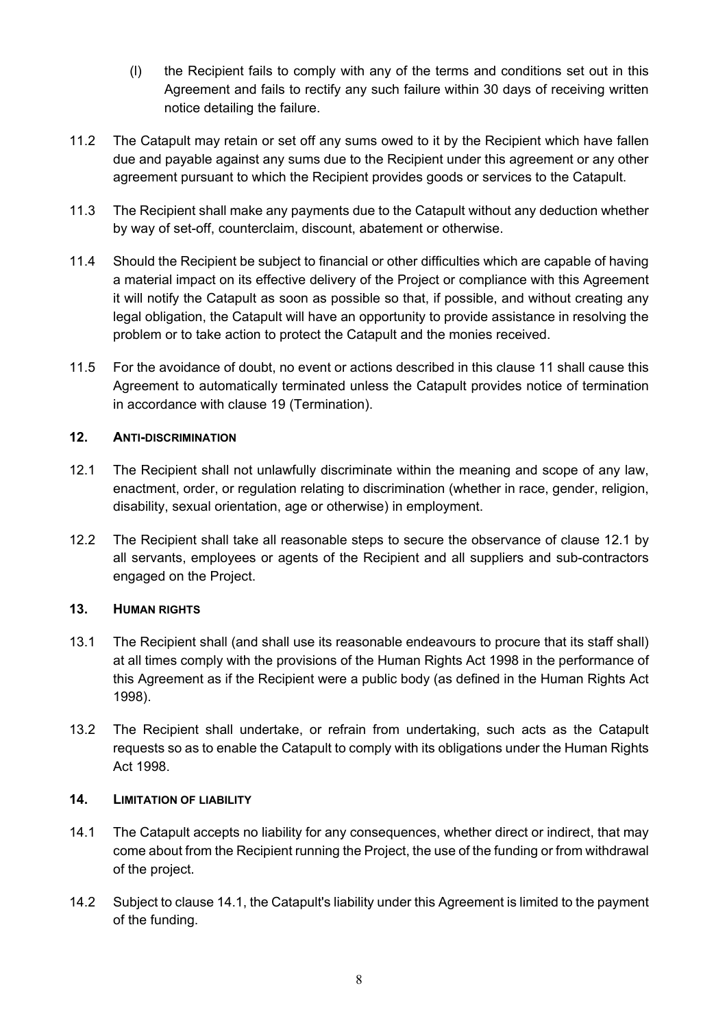(l) the Recipient fails to comply with any of the terms and conditions set out in this Agreement and fails to rectify any such failure within 30 days of receiving written notice detailing the failure.

11.2 The Catapult may retain or set off any sums owed to it by the Recipient which have fallen due and payable against any sums due to the Recipient under this agreement or any other agreement pursuant to which the Recipient provides goods or services to the Catapult.

11.3 The Recipient shall make any payments due to the Catapult without any deduction whether by way of set-off, counterclaim, discount, abatement or otherwise.

11.4 Should the Recipient be subject to financial or other difficulties which are capable of having a material impact on its effective delivery of the Project or compliance with this Agreement it will notify the Catapult as soon as possible so that, if possible, and without creating any legal obligation, the Catapult will have an opportunity to provide assistance in resolving the problem or to take action to protect the Catapult and the monies received.

11.5 For the avoidance of doubt, no event or actions described in this clause 11 shall cause this Agreement to automatically terminated unless the Catapult provides notice of termination in accordance with clause 19 (Termination).

## 12. ANTI-DISCRIMINATION

12.1 The Recipient shall not unlawfully discriminate within the meaning and scope of any law, enactment, order, or regulation relating to discrimination (whether in race, gender, religion, disability, sexual orientation, age or otherwise) in employment.

12.2 The Recipient shall take all reasonable steps to secure the observance of clause 12.1 by all servants, employees or agents of the Recipient and all suppliers and sub-contractors engaged on the Project.

## 13. HUMAN RIGHTS

13.1 The Recipient shall (and shall use its reasonable endeavours to procure that its staff shall) at all times comply with the provisions of the Human Rights Act 1998 in the performance of this Agreement as if the Recipient were a public body (as defined in the Human Rights Act 1998).

13.2 The Recipient shall undertake, or refrain from undertaking, such acts as the Catapult requests so as to enable the Catapult to comply with its obligations under the Human Rights Act 1998.

## 14. LIMITATION OF LIABILITY

14.1 The Catapult accepts no liability for any consequences, whether direct or indirect, that may come about from the Recipient running the Project, the use of the funding or from withdrawal of the project.

14.2 Subject to clause 14.1, the Catapult's liability under this Agreement is limited to the payment of the funding.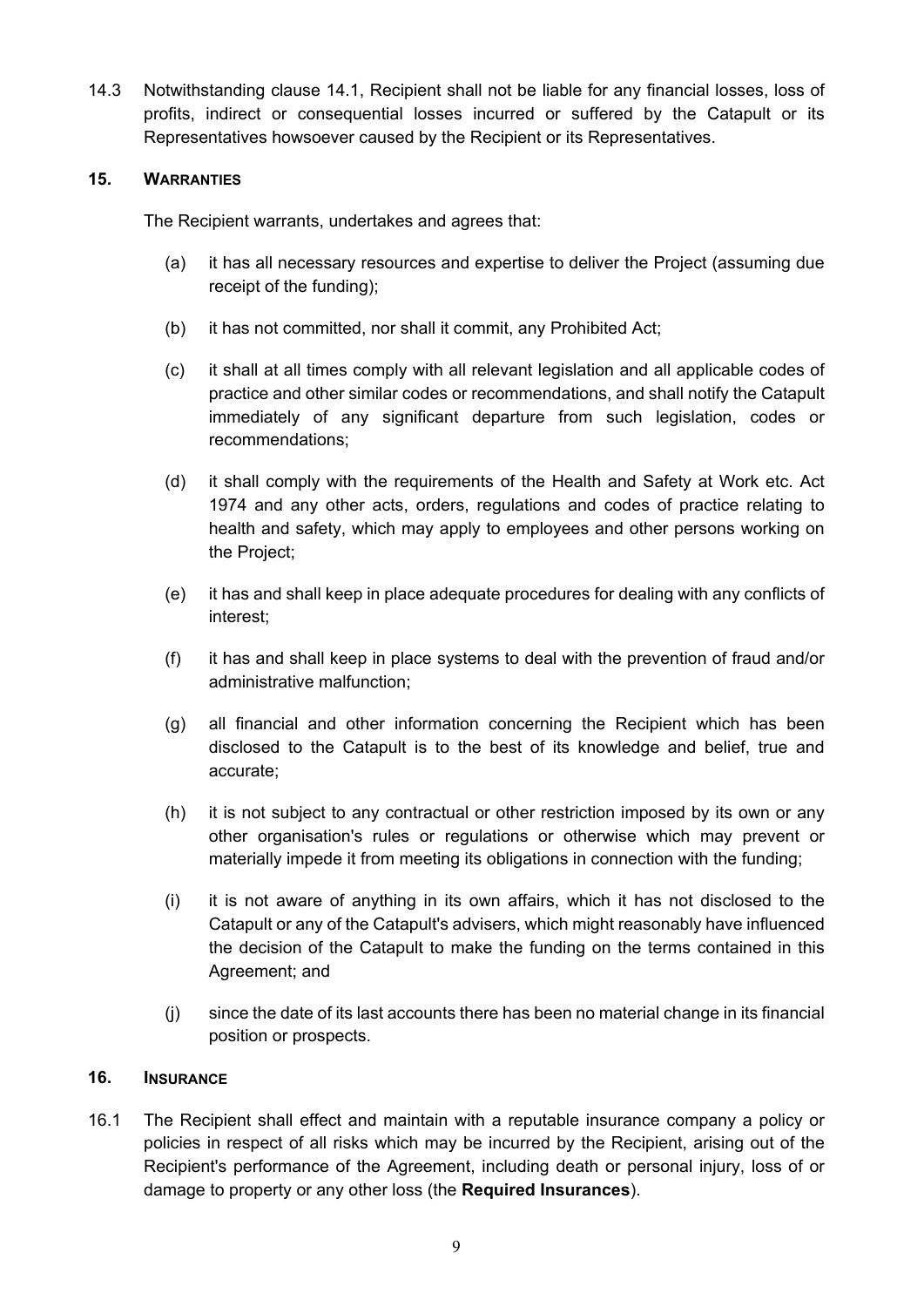14.3 Notwithstanding clause 14.1, Recipient shall not be liable for any financial losses, loss of profits, indirect or consequential losses incurred or suffered by the Catapult or its Representatives howsoever caused by the Recipient or its Representatives.

## 15. WARRANTIES

The Recipient warrants, undertakes and agrees that:

(a) it has all necessary resources and expertise to deliver the Project (assuming due receipt of the funding);

(b) it has not committed, nor shall it commit, any Prohibited Act;

(c) it shall at all times comply with all relevant legislation and all applicable codes of practice and other similar codes or recommendations, and shall notify the Catapult immediately of any significant departure from such legislation, codes or recommendations;

(d) it shall comply with the requirements of the Health and Safety at Work etc. Act 1974 and any other acts, orders, regulations and codes of practice relating to health and safety, which may apply to employees and other persons working on the Project;

(e) it has and shall keep in place adequate procedures for dealing with any conflicts of interest;

(f) it has and shall keep in place systems to deal with the prevention of fraud and/or administrative malfunction;

(g) all financial and other information concerning the Recipient which has been disclosed to the Catapult is to the best of its knowledge and belief, true and accurate;

(h) it is not subject to any contractual or other restriction imposed by its own or any other organisation's rules or regulations or otherwise which may prevent or materially impede it from meeting its obligations in connection with the funding;

(i) it is not aware of anything in its own affairs, which it has not disclosed to the Catapult or any of the Catapult's advisers, which might reasonably have influenced the decision of the Catapult to make the funding on the terms contained in this Agreement; and

(j) since the date of its last accounts there has been no material change in its financial position or prospects.

## 16. INSURANCE

16.1 The Recipient shall effect and maintain with a reputable insurance company a policy or policies in respect of all risks which may be incurred by the Recipient, arising out of the Recipient's performance of the Agreement, including death or personal injury, loss of or damage to property or any other loss (the **Required Insurances**).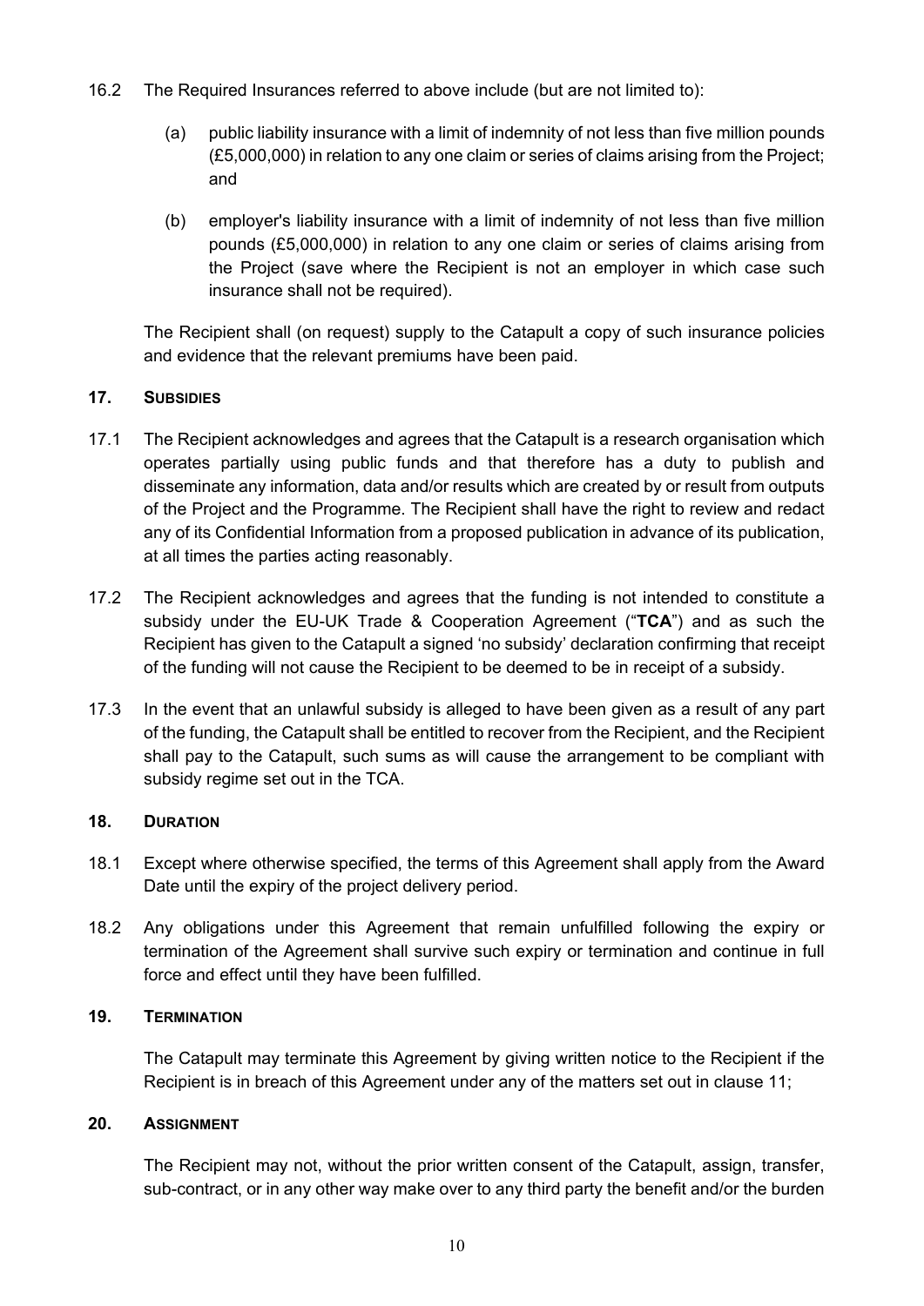16.2 The Required Insurances referred to above include (but are not limited to):

   (a) public liability insurance with a limit of indemnity of not less than five million pounds (£5,000,000) in relation to any one claim or series of claims arising from the Project; and

   (b) employer's liability insurance with a limit of indemnity of not less than five million pounds (£5,000,000) in relation to any one claim or series of claims arising from the Project (save where the Recipient is not an employer in which case such insurance shall not be required).

The Recipient shall (on request) supply to the Catapult a copy of such insurance policies and evidence that the relevant premiums have been paid.

## 17. SUBSIDIES

17.1 The Recipient acknowledges and agrees that the Catapult is a research organisation which operates partially using public funds and that therefore has a duty to publish and disseminate any information, data and/or results which are created by or result from outputs of the Project and the Programme. The Recipient shall have the right to review and redact any of its Confidential Information from a proposed publication in advance of its publication, at all times the parties acting reasonably.

17.2 The Recipient acknowledges and agrees that the funding is not intended to constitute a subsidy under the EU-UK Trade & Cooperation Agreement ("**TCA**") and as such the Recipient has given to the Catapult a signed 'no subsidy' declaration confirming that receipt of the funding will not cause the Recipient to be deemed to be in receipt of a subsidy.

17.3 In the event that an unlawful subsidy is alleged to have been given as a result of any part of the funding, the Catapult shall be entitled to recover from the Recipient, and the Recipient shall pay to the Catapult, such sums as will cause the arrangement to be compliant with subsidy regime set out in the TCA.

## 18. DURATION

18.1 Except where otherwise specified, the terms of this Agreement shall apply from the Award Date until the expiry of the project delivery period.

18.2 Any obligations under this Agreement that remain unfulfilled following the expiry or termination of the Agreement shall survive such expiry or termination and continue in full force and effect until they have been fulfilled.

## 19. TERMINATION

The Catapult may terminate this Agreement by giving written notice to the Recipient if the Recipient is in breach of this Agreement under any of the matters set out in clause 11;

## 20. ASSIGNMENT

The Recipient may not, without the prior written consent of the Catapult, assign, transfer, sub-contract, or in any other way make over to any third party the benefit and/or the burden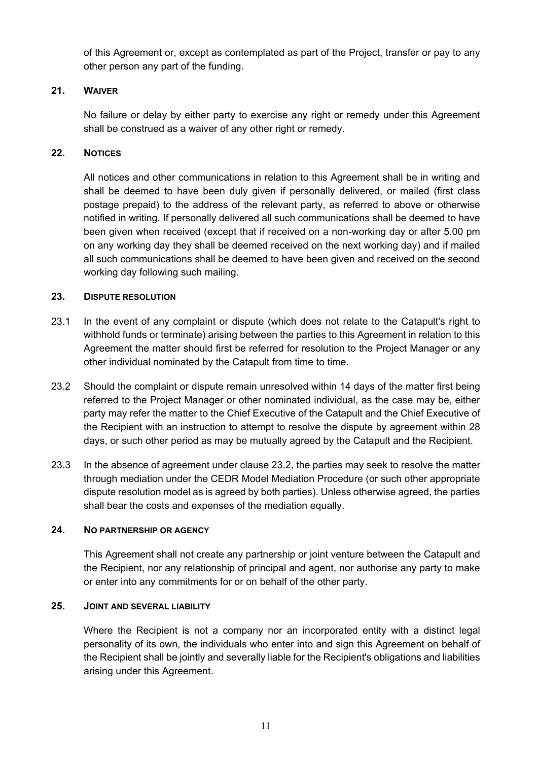of this Agreement or, except as contemplated as part of the Project, transfer or pay to any other person any part of the funding.

## 21. WAIVER

No failure or delay by either party to exercise any right or remedy under this Agreement shall be construed as a waiver of any other right or remedy.

## 22. NOTICES

All notices and other communications in relation to this Agreement shall be in writing and shall be deemed to have been duly given if personally delivered, or mailed (first class postage prepaid) to the address of the relevant party, as referred to above or otherwise notified in writing. If personally delivered all such communications shall be deemed to have been given when received (except that if received on a non-working day or after 5.00 pm on any working day they shall be deemed received on the next working day) and if mailed all such communications shall be deemed to have been given and received on the second working day following such mailing.

## 23. DISPUTE RESOLUTION

23.1 In the event of any complaint or dispute (which does not relate to the Catapult's right to withhold funds or terminate) arising between the parties to this Agreement in relation to this Agreement the matter should first be referred for resolution to the Project Manager or any other individual nominated by the Catapult from time to time.

23.2 Should the complaint or dispute remain unresolved within 14 days of the matter first being referred to the Project Manager or other nominated individual, as the case may be, either party may refer the matter to the Chief Executive of the Catapult and the Chief Executive of the Recipient with an instruction to attempt to resolve the dispute by agreement within 28 days, or such other period as may be mutually agreed by the Catapult and the Recipient.

23.3 In the absence of agreement under clause 23.2, the parties may seek to resolve the matter through mediation under the CEDR Model Mediation Procedure (or such other appropriate dispute resolution model as is agreed by both parties). Unless otherwise agreed, the parties shall bear the costs and expenses of the mediation equally.

## 24. NO PARTNERSHIP OR AGENCY

This Agreement shall not create any partnership or joint venture between the Catapult and the Recipient, nor any relationship of principal and agent, nor authorise any party to make or enter into any commitments for or on behalf of the other party.

## 25. JOINT AND SEVERAL LIABILITY

Where the Recipient is not a company nor an incorporated entity with a distinct legal personality of its own, the individuals who enter into and sign this Agreement on behalf of the Recipient shall be jointly and severally liable for the Recipient's obligations and liabilities arising under this Agreement.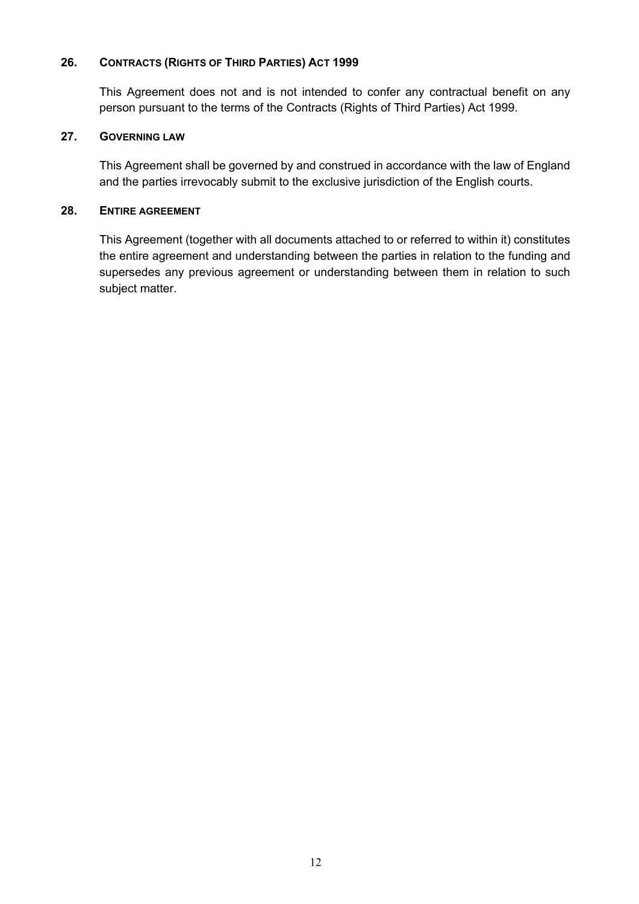## 26. CONTRACTS (RIGHTS OF THIRD PARTIES) ACT 1999

This Agreement does not and is not intended to confer any contractual benefit on any person pursuant to the terms of the Contracts (Rights of Third Parties) Act 1999.

## 27. GOVERNING LAW

This Agreement shall be governed by and construed in accordance with the law of England and the parties irrevocably submit to the exclusive jurisdiction of the English courts.

## 28. ENTIRE AGREEMENT

This Agreement (together with all documents attached to or referred to within it) constitutes the entire agreement and understanding between the parties in relation to the funding and supersedes any previous agreement or understanding between them in relation to such subject matter.